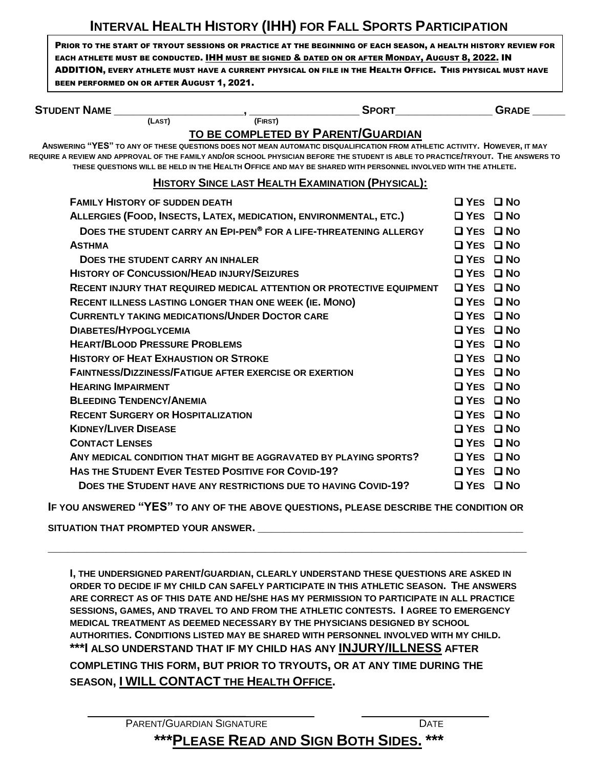# INTERVAL HEALTH HISTORY (IHH) FOR FALL SPORTS PARTICIPATION

**PRIOR TO THE START OF TRYOUT SESSIONS OR PRACTICE AT THE BEGINNING OF EACH SEASON, A HEALTH HISTORY REVIEW FOR EACH ATHLETE MUST BE CONDUCTED. IHH MUST BE SIGNED & DATED ON OR AFTER MONDAY, AUGUST 8, 2022. IN ADDITION, EVERY ATHLETE MUST HAVE A CURRENT PHYSICAL ON FILE IN THE HEALTH OFFICE. THIS PHYSICAL MUST HAVE BEEN PERFORMED ON OR AFTER AUGUST 1, 2021.**

**STUDENT NAME** ____________________, __________________ **SPORT** ________________ **GRADE** ______
(LAST) (FIRST)

## TO BE COMPLETED BY PARENT/GUARDIAN

**ANSWERING "YES" TO ANY OF THESE QUESTIONS DOES NOT MEAN AUTOMATIC DISQUALIFICATION FROM ATHLETIC ACTIVITY. HOWEVER, IT MAY REQUIRE A REVIEW AND APPROVAL OF THE FAMILY AND/OR SCHOOL PHYSICIAN BEFORE THE STUDENT IS ABLE TO PRACTICE/TRYOUT. THE ANSWERS TO THESE QUESTIONS WILL BE HELD IN THE HEALTH OFFICE AND MAY BE SHARED WITH PERSONNEL INVOLVED WITH THE ATHLETE.**

### HISTORY SINCE LAST HEALTH EXAMINATION (PHYSICAL):

| | | |
|---|---|---|
| FAMILY HISTORY OF SUDDEN DEATH | ☐ YES | ☐ NO |
| ALLERGIES (FOOD, INSECTS, LATEX, MEDICATION, ENVIRONMENTAL, ETC.) | ☐ YES | ☐ NO |
| DOES THE STUDENT CARRY AN EPI-PEN® FOR A LIFE-THREATENING ALLERGY | ☐ YES | ☐ NO |
| ASTHMA | ☐ YES | ☐ NO |
| DOES THE STUDENT CARRY AN INHALER | ☐ YES | ☐ NO |
| HISTORY OF CONCUSSION/HEAD INJURY/SEIZURES | ☐ YES | ☐ NO |
| RECENT INJURY THAT REQUIRED MEDICAL ATTENTION OR PROTECTIVE EQUIPMENT | ☐ YES | ☐ NO |
| RECENT ILLNESS LASTING LONGER THAN ONE WEEK (IE. MONO) | ☐ YES | ☐ NO |
| CURRENTLY TAKING MEDICATIONS/UNDER DOCTOR CARE | ☐ YES | ☐ NO |
| DIABETES/HYPOGLYCEMIA | ☐ YES | ☐ NO |
| HEART/BLOOD PRESSURE PROBLEMS | ☐ YES | ☐ NO |
| HISTORY OF HEAT EXHAUSTION OR STROKE | ☐ YES | ☐ NO |
| FAINTNESS/DIZZINESS/FATIGUE AFTER EXERCISE OR EXERTION | ☐ YES | ☐ NO |
| HEARING IMPAIRMENT | ☐ YES | ☐ NO |
| BLEEDING TENDENCY/ANEMIA | ☐ YES | ☐ NO |
| RECENT SURGERY OR HOSPITALIZATION | ☐ YES | ☐ NO |
| KIDNEY/LIVER DISEASE | ☐ YES | ☐ NO |
| CONTACT LENSES | ☐ YES | ☐ NO |
| ANY MEDICAL CONDITION THAT MIGHT BE AGGRAVATED BY PLAYING SPORTS? | ☐ YES | ☐ NO |
| HAS THE STUDENT EVER TESTED POSITIVE FOR COVID-19? | ☐ YES | ☐ NO |
| DOES THE STUDENT HAVE ANY RESTRICTIONS DUE TO HAVING COVID-19? | ☐ YES | ☐ NO |

**IF YOU ANSWERED "YES" TO ANY OF THE ABOVE QUESTIONS, PLEASE DESCRIBE THE CONDITION OR SITUATION THAT PROMPTED YOUR ANSWER.** ______________________________________________

______________________________________________________________________________

**I, THE UNDERSIGNED PARENT/GUARDIAN, CLEARLY UNDERSTAND THESE QUESTIONS ARE ASKED IN ORDER TO DECIDE IF MY CHILD CAN SAFELY PARTICIPATE IN THIS ATHLETIC SEASON. THE ANSWERS ARE CORRECT AS OF THIS DATE AND HE/SHE HAS MY PERMISSION TO PARTICIPATE IN ALL PRACTICE SESSIONS, GAMES, AND TRAVEL TO AND FROM THE ATHLETIC CONTESTS. I AGREE TO EMERGENCY MEDICAL TREATMENT AS DEEMED NECESSARY BY THE PHYSICIANS DESIGNED BY SCHOOL AUTHORITIES. CONDITIONS LISTED MAY BE SHARED WITH PERSONNEL INVOLVED WITH MY CHILD.**
**\*\*\*I ALSO UNDERSTAND THAT IF MY CHILD HAS ANY INJURY/ILLNESS AFTER COMPLETING THIS FORM, BUT PRIOR TO TRYOUTS, OR AT ANY TIME DURING THE SEASON, I WILL CONTACT THE HEALTH OFFICE.**

______________________________ ____________________
PARENT/GUARDIAN SIGNATURE DATE

**\*\*\*PLEASE READ AND SIGN BOTH SIDES. \*\*\***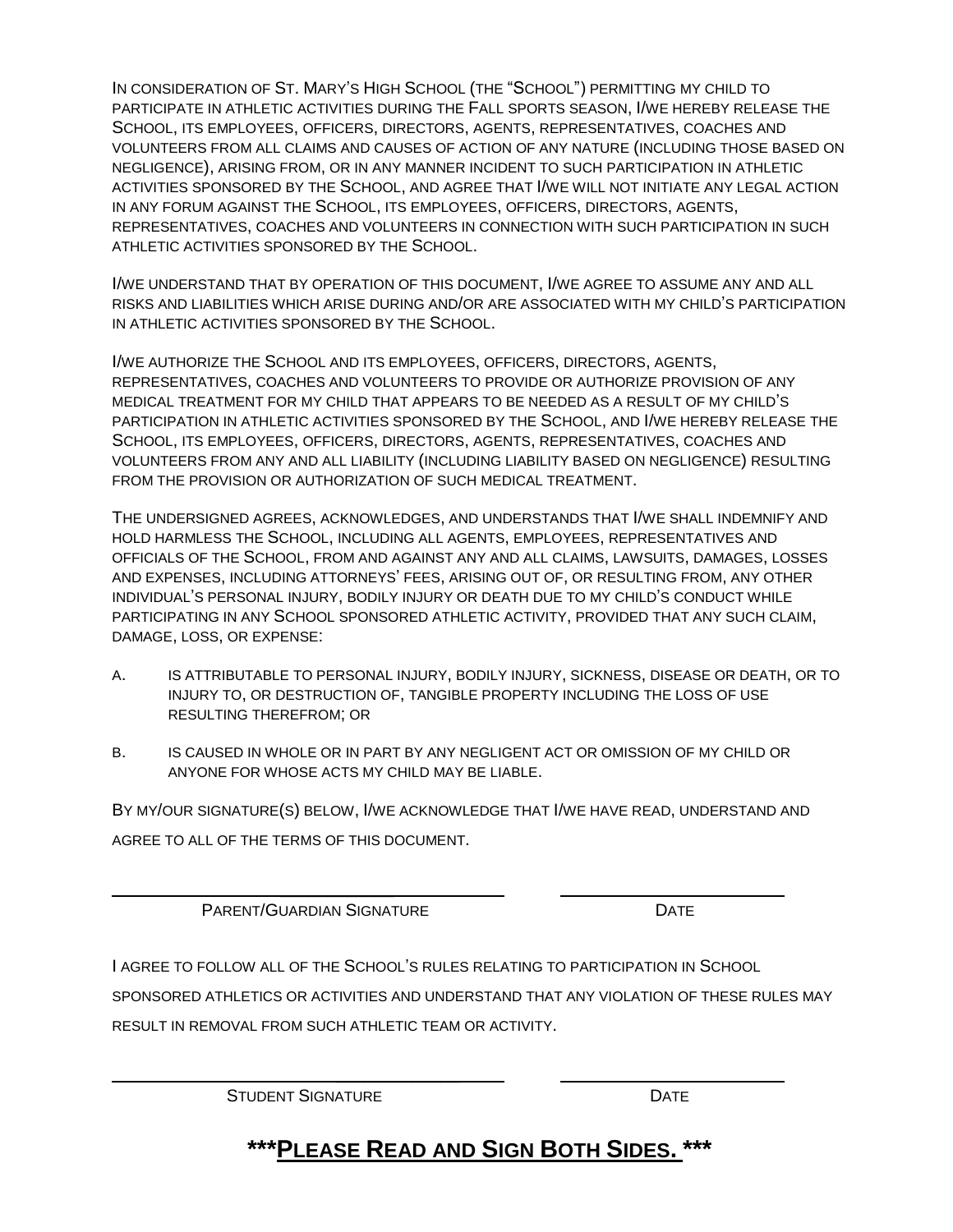In consideration of St. Mary's High School (the "School") permitting my child to participate in athletic activities during the Fall sports season, I/we hereby release the School, its employees, officers, directors, agents, representatives, coaches and volunteers from all claims and causes of action of any nature (including those based on negligence), arising from, or in any manner incident to such participation in athletic activities sponsored by the School, and agree that I/we will not initiate any legal action in any forum against the School, its employees, officers, directors, agents, representatives, coaches and volunteers in connection with such participation in such athletic activities sponsored by the School.

I/we understand that by operation of this document, I/we agree to assume any and all risks and liabilities which arise during and/or are associated with my child's participation in athletic activities sponsored by the School.

I/we authorize the School and its employees, officers, directors, agents, representatives, coaches and volunteers to provide or authorize provision of any medical treatment for my child that appears to be needed as a result of my child's participation in athletic activities sponsored by the School, and I/we hereby release the School, its employees, officers, directors, agents, representatives, coaches and volunteers from any and all liability (including liability based on negligence) resulting from the provision or authorization of such medical treatment.

The undersigned agrees, acknowledges, and understands that I/we shall indemnify and hold harmless the School, including all agents, employees, representatives and officials of the School, from and against any and all claims, lawsuits, damages, losses and expenses, including attorneys' fees, arising out of, or resulting from, any other individual's personal injury, bodily injury or death due to my child's conduct while participating in any School sponsored athletic activity, provided that any such claim, damage, loss, or expense:

A. is attributable to personal injury, bodily injury, sickness, disease or death, or to injury to, or destruction of, tangible property including the loss of use resulting therefrom; or

B. is caused in whole or in part by any negligent act or omission of my child or anyone for whose acts my child may be liable.

By my/our signature(s) below, I/we acknowledge that I/we have read, understand and agree to all of the terms of this document.

______________________________ ______________

Parent/Guardian Signature Date

I agree to follow all of the School's rules relating to participation in School sponsored athletics or activities and understand that any violation of these rules may result in removal from such athletic team or activity.

______________________________ ______________

Student Signature Date

**\*\*\*<u>Please Read and Sign Both Sides.</u> \*\*\***